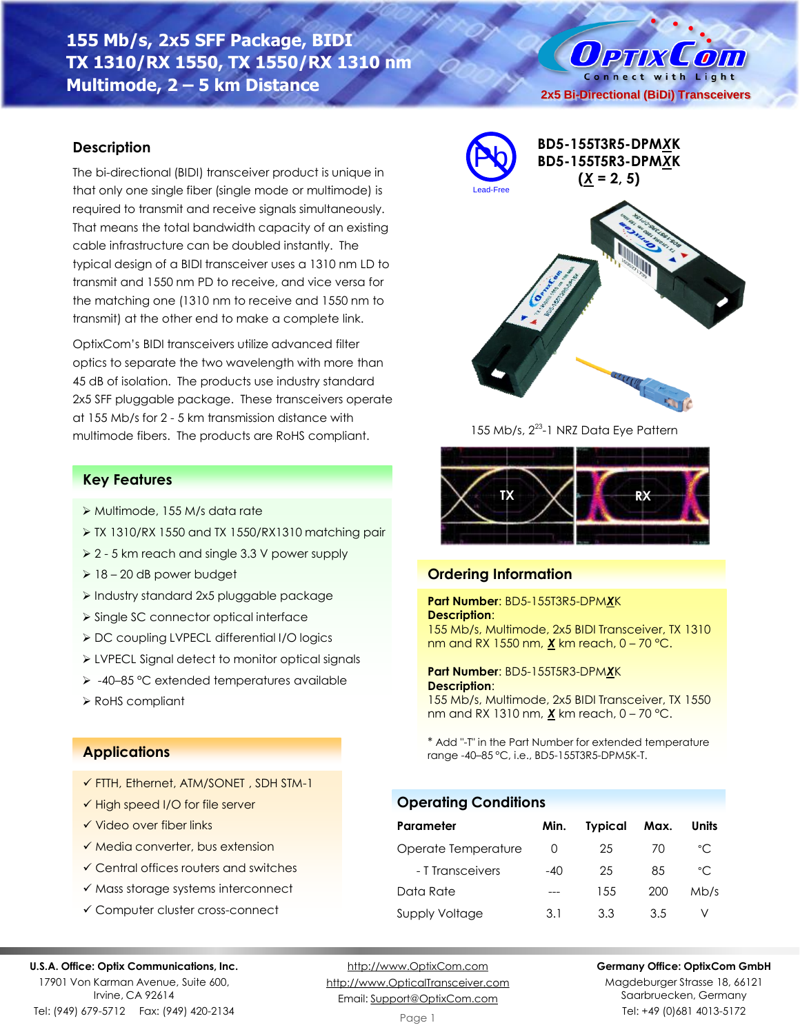# 155 Mb/s, 2x5 SFF Package, BIDI
# TX 1310/RX 1550, TX 1550/RX 1310 nm
# Multimode, 2 – 5 km Distance

2x5 Bi-Directional (BiDi) Transceivers

**BD5-155T3R5-DPMXK**
**BD5-155T5R3-DPMXK**
**(X = 2, 5)**

Lead-Free

## Description

The bi-directional (BIDI) transceiver product is unique in that only one single fiber (single mode or multimode) is required to transmit and receive signals simultaneously. That means the total bandwidth capacity of an existing cable infrastructure can be doubled instantly. The typical design of a BIDI transceiver uses a 1310 nm LD to transmit and 1550 nm PD to receive, and vice versa for the matching one (1310 nm to receive and 1550 nm to transmit) at the other end to make a complete link.

OptixCom's BIDI transceivers utilize advanced filter optics to separate the two wavelength with more than 45 dB of isolation. The products use industry standard 2x5 SFF pluggable package. These transceivers operate at 155 Mb/s for 2 - 5 km transmission distance with multimode fibers. The products are RoHS compliant.

155 Mb/s, $2^{23}$-1 NRZ Data Eye Pattern

TX RX

## Key Features

- Multimode, 155 M/s data rate
- TX 1310/RX 1550 and TX 1550/RX1310 matching pair
- 2 - 5 km reach and single 3.3 V power supply
- 18 – 20 dB power budget
- Industry standard 2x5 pluggable package
- Single SC connector optical interface
- DC coupling LVPECL differential I/O logics
- LVPECL Signal detect to monitor optical signals
- -40–85 °C extended temperatures available
- RoHS compliant

## Applications

- ✓ FTTH, Ethernet, ATM/SONET , SDH STM-1
- ✓ High speed I/O for file server
- ✓ Video over fiber links
- ✓ Media converter, bus extension
- ✓ Central offices routers and switches
- ✓ Mass storage systems interconnect
- ✓ Computer cluster cross-connect

## Ordering Information

**Part Number**: BD5-155T3R5-DPM**X**K
**Description**:
155 Mb/s, Multimode, 2x5 BIDI Transceiver, TX 1310 nm and RX 1550 nm, **X** km reach, 0 – 70 °C.

**Part Number**: BD5-155T5R3-DPM**X**K
**Description**:
155 Mb/s, Multimode, 2x5 BIDI Transceiver, TX 1550 nm and RX 1310 nm, **X** km reach, 0 – 70 °C.

* Add "-T" in the Part Number for extended temperature range -40–85 °C, i.e., BD5-155T3R5-DPM5K-T.

## Operating Conditions

| Parameter | Min. | Typical | Max. | Units |
|---|---|---|---|---|
| Operate Temperature | 0 | 25 | 70 | °C |
| - T Transceivers | -40 | 25 | 85 | °C |
| Data Rate | --- | 155 | 200 | Mb/s |
| Supply Voltage | 3.1 | 3.3 | 3.5 | V |

**U.S.A. Office: Optix Communications, Inc.**
17901 Von Karman Avenue, Suite 600,
Irvine, CA 92614
Tel: (949) 679-5712 Fax: (949) 420-2134

http://www.OptixCom.com
http://www.OpticalTransceiver.com
Email: Support@OptixCom.com

**Germany Office: OptixCom GmbH**
Magdeburger Strasse 18, 66121
Saarbruecken, Germany
Tel: +49 (0)681 4013-5172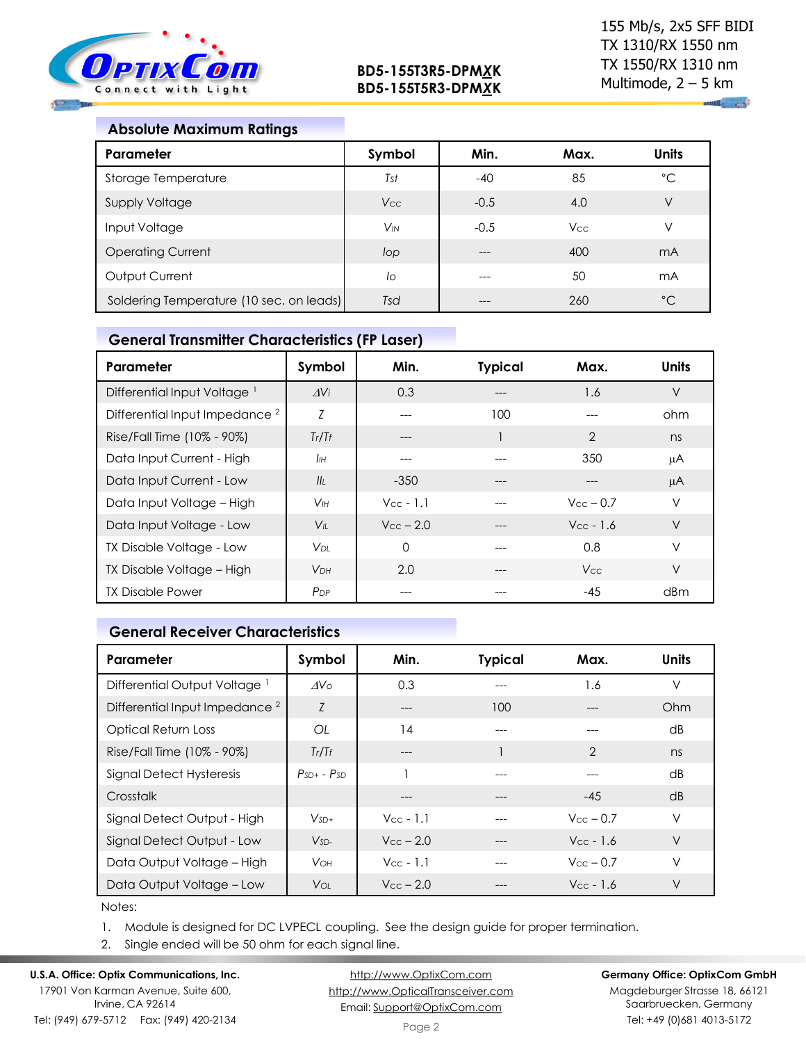## Absolute Maximum Ratings

| Parameter | Symbol | Min. | Max. | Units |
|---|---|---|---|---|
| Storage Temperature | $T_{st}$ | -40 | 85 | °C |
| Supply Voltage | $V_{CC}$ | -0.5 | 4.0 | V |
| Input Voltage | $V_{IN}$ | -0.5 | $V_{CC}$ | V |
| Operating Current | $I_{op}$ | --- | 400 | mA |
| Output Current | $I_o$ | --- | 50 | mA |
| Soldering Temperature (10 sec. on leads) | $T_{sd}$ | --- | 260 | °C |

## General Transmitter Characteristics (FP Laser)

| Parameter | Symbol | Min. | Typical | Max. | Units |
|---|---|---|---|---|---|
| Differential Input Voltage [1] | $\Delta V_i$ | 0.3 | --- | 1.6 | V |
| Differential Input Impedance [2] | $Z$ | --- | 100 | --- | ohm |
| Rise/Fall Time (10% - 90%) | $T_r/T_f$ | --- | 1 | 2 | ns |
| Data Input Current - High | $I_{IH}$ | --- | --- | 350 | µA |
| Data Input Current - Low | $I_{IL}$ | -350 | --- | --- | µA |
| Data Input Voltage – High | $V_{IH}$ | $V_{CC}$ - 1.1 | --- | $V_{CC}$ – 0.7 | V |
| Data Input Voltage - Low | $V_{IL}$ | $V_{CC}$ – 2.0 | --- | $V_{CC}$ - 1.6 | V |
| TX Disable Voltage - Low | $V_{DL}$ | 0 | --- | 0.8 | V |
| TX Disable Voltage – High | $V_{DH}$ | 2.0 | --- | $V_{CC}$ | V |
| TX Disable Power | $P_{DP}$ | --- | --- | -45 | dBm |

## General Receiver Characteristics

| Parameter | Symbol | Min. | Typical | Max. | Units |
|---|---|---|---|---|---|
| Differential Output Voltage [1] | $\Delta V_o$ | 0.3 | --- | 1.6 | V |
| Differential Input Impedance [2] | $Z$ | --- | 100 | --- | Ohm |
| Optical Return Loss | $OL$ | 14 | --- | --- | dB |
| Rise/Fall Time (10% - 90%) | $T_r/T_f$ | --- | 1 | 2 | ns |
| Signal Detect Hysteresis | $P_{SD+}$ - $P_{SD}$ | 1 | --- | --- | dB |
| Crosstalk | | --- | --- | -45 | dB |
| Signal Detect Output - High | $V_{SD+}$ | $V_{CC}$ - 1.1 | --- | $V_{CC}$ – 0.7 | V |
| Signal Detect Output - Low | $V_{SD-}$ | $V_{CC}$ – 2.0 | --- | $V_{CC}$ - 1.6 | V |
| Data Output Voltage – High | $V_{OH}$ | $V_{CC}$ - 1.1 | --- | $V_{CC}$ – 0.7 | V |
| Data Output Voltage – Low | $V_{OL}$ | $V_{CC}$ – 2.0 | --- | $V_{CC}$ - 1.6 | V |

Notes:

1. Module is designed for DC LVPECL coupling. See the design guide for proper termination.
2. Single ended will be 50 ohm for each signal line.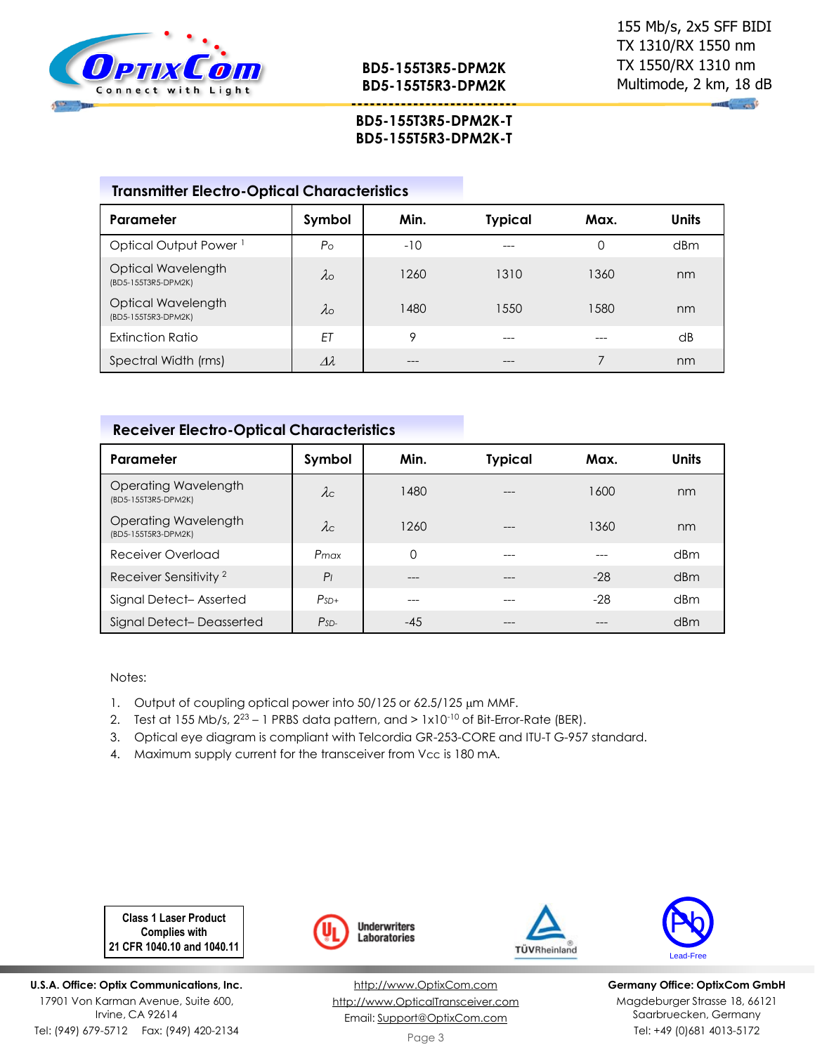## Transmitter Electro-Optical Characteristics

| Parameter | Symbol | Min. | Typical | Max. | Units |
|---|---|---|---|---|---|
| Optical Output Power [1] | $P_O$ | -10 | --- | 0 | dBm |
| Optical Wavelength (BD5-155T3R5-DPM2K) | $\lambda_O$ | 1260 | 1310 | 1360 | nm |
| Optical Wavelength (BD5-155T5R3-DPM2K) | $\lambda_O$ | 1480 | 1550 | 1580 | nm |
| Extinction Ratio | $ET$ | 9 | --- | --- | dB |
| Spectral Width (rms) | $\Delta\lambda$ | --- | --- | 7 | nm |

## Receiver Electro-Optical Characteristics

| Parameter | Symbol | Min. | Typical | Max. | Units |
|---|---|---|---|---|---|
| Operating Wavelength (BD5-155T3R5-DPM2K) | $\lambda_C$ | 1480 | --- | 1600 | nm |
| Operating Wavelength (BD5-155T5R3-DPM2K) | $\lambda_C$ | 1260 | --- | 1360 | nm |
| Receiver Overload | $P_{max}$ | 0 | --- | --- | dBm |
| Receiver Sensitivity [2] | $P_I$ | --- | --- | -28 | dBm |
| Signal Detect– Asserted | $P_{SD+}$ | --- | --- | -28 | dBm |
| Signal Detect– Deasserted | $P_{SD-}$ | -45 | --- | --- | dBm |

Notes:

1. Output of coupling optical power into 50/125 or 62.5/125 μm MMF.
2. Test at 155 Mb/s, $2^{23} - 1$ PRBS data pattern, and > $1\times10^{-10}$ of Bit-Error-Rate (BER).
3. Optical eye diagram is compliant with Telcordia GR-253-CORE and ITU-T G-957 standard.
4. Maximum supply current for the transceiver from $V_{CC}$ is 180 mA.

Class 1 Laser Product
Complies with
21 CFR 1040.10 and 1040.11

Underwriters Laboratories

TÜVRheinland

Lead-Free

**U.S.A. Office: Optix Communications, Inc.**
17901 Von Karman Avenue, Suite 600,
Irvine, CA 92614
Tel: (949) 679-5712 Fax: (949) 420-2134

http://www.OptixCom.com
http://www.OpticalTransceiver.com
Email: Support@OptixCom.com

**Germany Office: OptixCom GmbH**
Magdeburger Strasse 18, 66121
Saarbruecken, Germany
Tel: +49 (0)681 4013-5172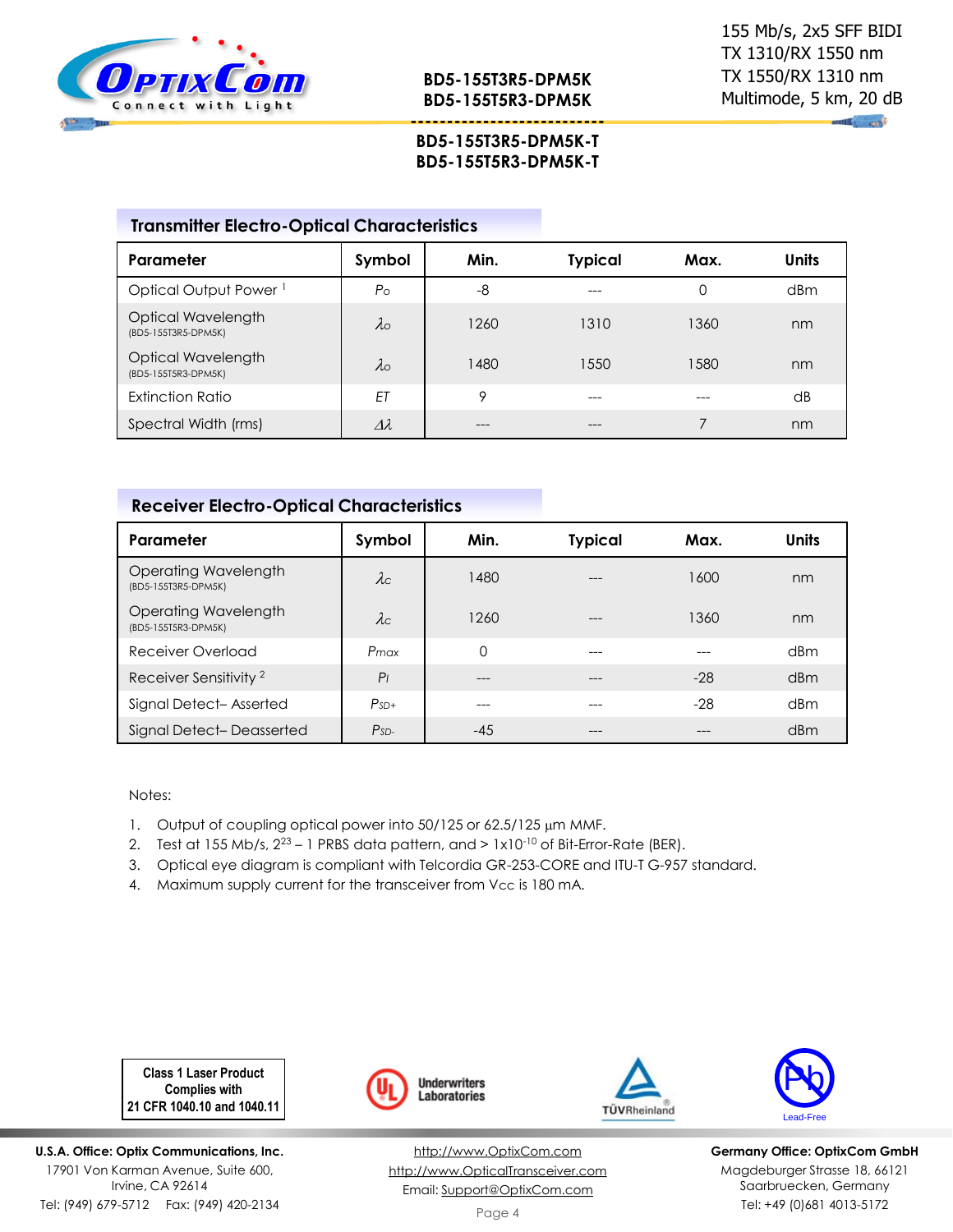155 Mb/s, 2x5 SFF BIDI
TX 1310/RX 1550 nm
TX 1550/RX 1310 nm
Multimode, 5 km, 20 dB

**BD5-155T3R5-DPM5K**
**BD5-155T5R3-DPM5K**

**BD5-155T3R5-DPM5K-T**
**BD5-155T5R3-DPM5K-T**

## Transmitter Electro-Optical Characteristics

| Parameter | Symbol | Min. | Typical | Max. | Units |
|---|---|---|---|---|---|
| Optical Output Power [1] | $P_O$ | -8 | --- | 0 | dBm |
| Optical Wavelength (BD5-155T3R5-DPM5K) | $\lambda_O$ | 1260 | 1310 | 1360 | nm |
| Optical Wavelength (BD5-155T5R3-DPM5K) | $\lambda_O$ | 1480 | 1550 | 1580 | nm |
| Extinction Ratio | $ET$ | 9 | --- | --- | dB |
| Spectral Width (rms) | $\Delta\lambda$ | --- | --- | 7 | nm |

## Receiver Electro-Optical Characteristics

| Parameter | Symbol | Min. | Typical | Max. | Units |
|---|---|---|---|---|---|
| Operating Wavelength (BD5-155T3R5-DPM5K) | $\lambda_C$ | 1480 | --- | 1600 | nm |
| Operating Wavelength (BD5-155T5R3-DPM5K) | $\lambda_C$ | 1260 | --- | 1360 | nm |
| Receiver Overload | $P_{max}$ | 0 | --- | --- | dBm |
| Receiver Sensitivity [2] | $P_I$ | --- | --- | -28 | dBm |
| Signal Detect– Asserted | $P_{SD+}$ | --- | --- | -28 | dBm |
| Signal Detect– Deasserted | $P_{SD-}$ | -45 | --- | --- | dBm |

Notes:

1. Output of coupling optical power into 50/125 or 62.5/125 μm MMF.
2. Test at 155 Mb/s, $2^{23} - 1$ PRBS data pattern, and > $1 \times 10^{-10}$ of Bit-Error-Rate (BER).
3. Optical eye diagram is compliant with Telcordia GR-253-CORE and ITU-T G-957 standard.
4. Maximum supply current for the transceiver from $V_{CC}$ is 180 mA.

Class 1 Laser Product
Complies with
21 CFR 1040.10 and 1040.11

Underwriters Laboratories

TÜVRheinland

Lead-Free

**U.S.A. Office: Optix Communications, Inc.**
17901 Von Karman Avenue, Suite 600,
Irvine, CA 92614
Tel: (949) 679-5712 Fax: (949) 420-2134

http://www.OptixCom.com
http://www.OpticalTransceiver.com
Email: Support@OptixCom.com

**Germany Office: OptixCom GmbH**
Magdeburger Strasse 18, 66121
Saarbruecken, Germany
Tel: +49 (0)681 4013-5172